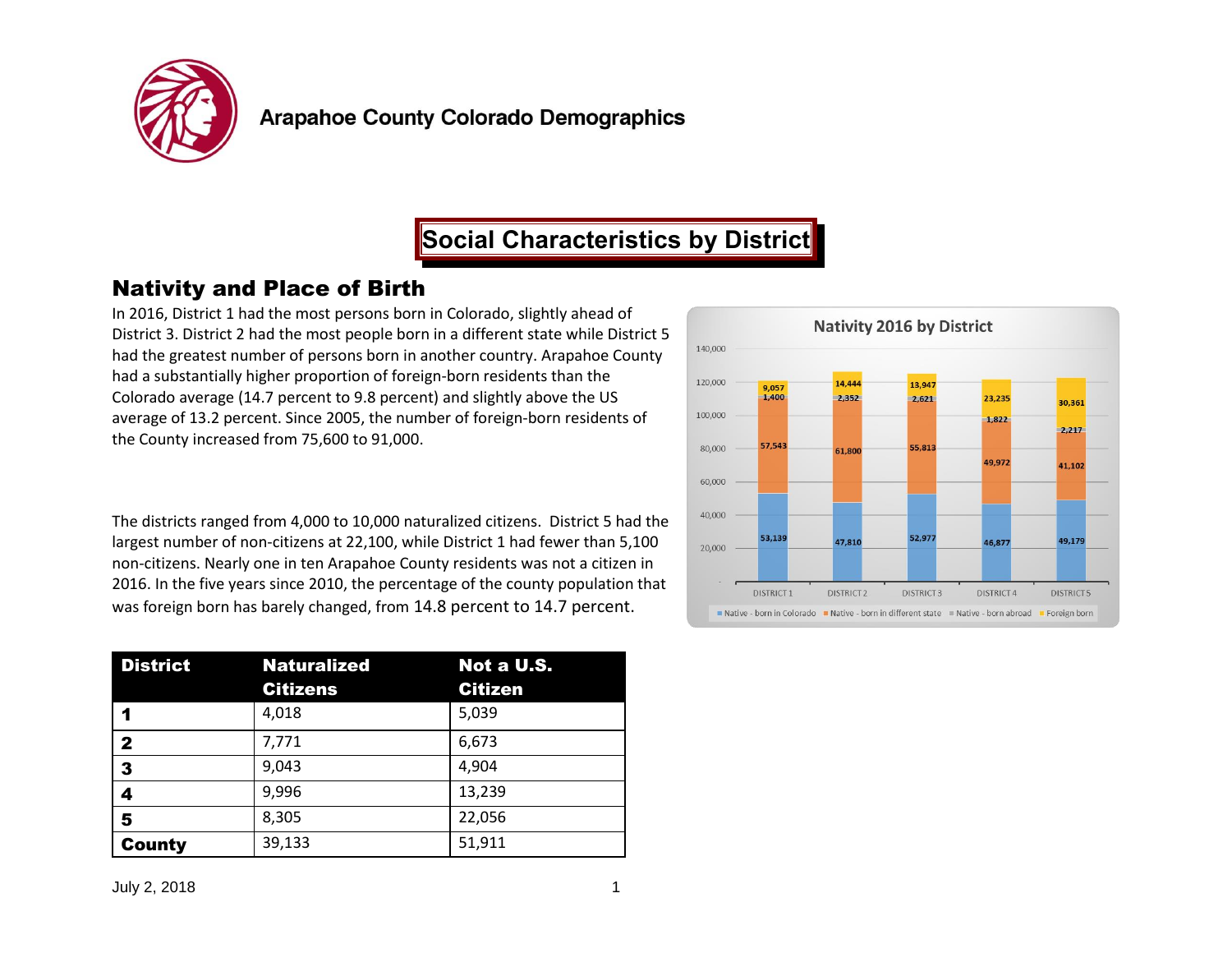# Arapahoe County Colorado Demographics

## Social Characteristics by District

### Nativity and Place of Birth

In 2016, District 1 had the most persons born in Colorado, slightly ahead of District 3. District 2 had the most people born in a different state while District 5 had the greatest number of persons born in another country. Arapahoe County had a substantially higher proportion of foreign-born residents than the Colorado average (14.7 percent to 9.8 percent) and slightly above the US average of 13.2 percent. Since 2005, the number of foreign-born residents of the County increased from 75,600 to 91,000.

The districts ranged from 4,000 to 10,000 naturalized citizens. District 5 had the largest number of non-citizens at 22,100, while District 1 had fewer than 5,100 non-citizens. Nearly one in ten Arapahoe County residents was not a citizen in 2016. In the five years since 2010, the percentage of the county population that was foreign born has barely changed, from 14.8 percent to 14.7 percent.

| District | Naturalized Citizens | Not a U.S. Citizen |
|---|---|---|
| **1** | 4,018 | 5,039 |
| **2** | 7,771 | 6,673 |
| **3** | 9,043 | 4,904 |
| **4** | 9,996 | 13,239 |
| **5** | 8,305 | 22,056 |
| **County** | 39,133 | 51,911 |

**Nativity 2016 by District**

| District | Native - born in Colorado | Native - born in different state | Native - born abroad | Foreign born |
|---|---|---|---|---|
| DISTRICT 1 | 53,139 | 57,543 | 1,400 | 9,057 |
| DISTRICT 2 | 47,810 | 61,800 | 2,352 | 14,444 |
| DISTRICT 3 | 52,977 | 55,813 | 2,621 | 13,947 |
| DISTRICT 4 | 46,877 | 49,972 | 1,822 | 23,235 |
| DISTRICT 5 | 49,179 | 41,102 | 2,217 | 30,361 |

July 2, 2018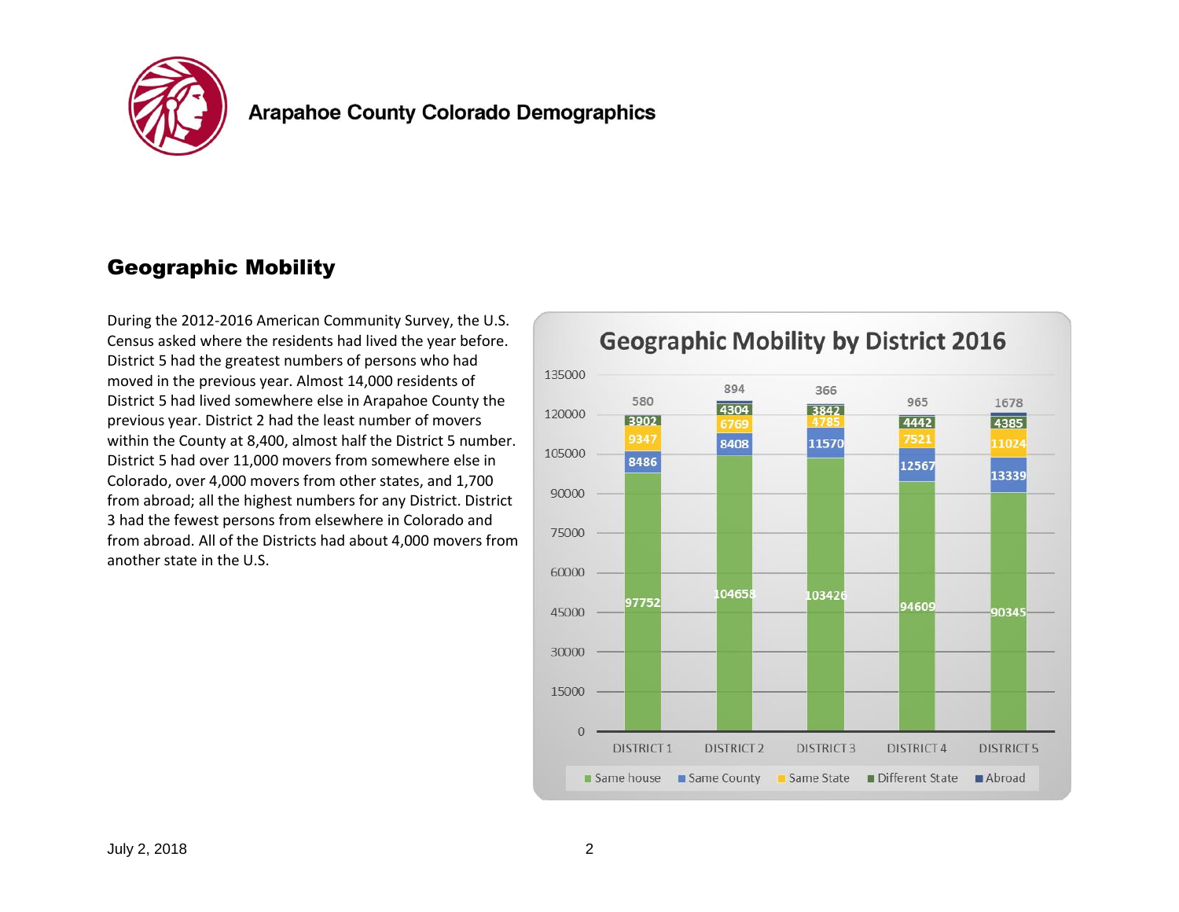## Geographic Mobility

During the 2012-2016 American Community Survey, the U.S. Census asked where the residents had lived the year before. District 5 had the greatest numbers of persons who had moved in the previous year. Almost 14,000 residents of District 5 had lived somewhere else in Arapahoe County the previous year. District 2 had the least number of movers within the County at 8,400, almost half the District 5 number. District 5 had over 11,000 movers from somewhere else in Colorado, over 4,000 movers from other states, and 1,700 from abroad; all the highest numbers for any District. District 3 had the fewest persons from elsewhere in Colorado and from abroad. All of the Districts had about 4,000 movers from another state in the U.S.

**Geographic Mobility by District 2016**

| | DISTRICT 1 | DISTRICT 2 | DISTRICT 3 | DISTRICT 4 | DISTRICT 5 |
|---|---|---|---|---|---|
| Same house | 97752 | 104658 | 103426 | 94609 | 90345 |
| Same County | 8486 | 8408 | 11570 | 12567 | 13339 |
| Same State | 9347 | 6769 | 4785 | 7521 | 11024 |
| Different State | 3902 | 4304 | 3842 | 4442 | 4385 |
| Abroad | 580 | 894 | 366 | 965 | 1678 |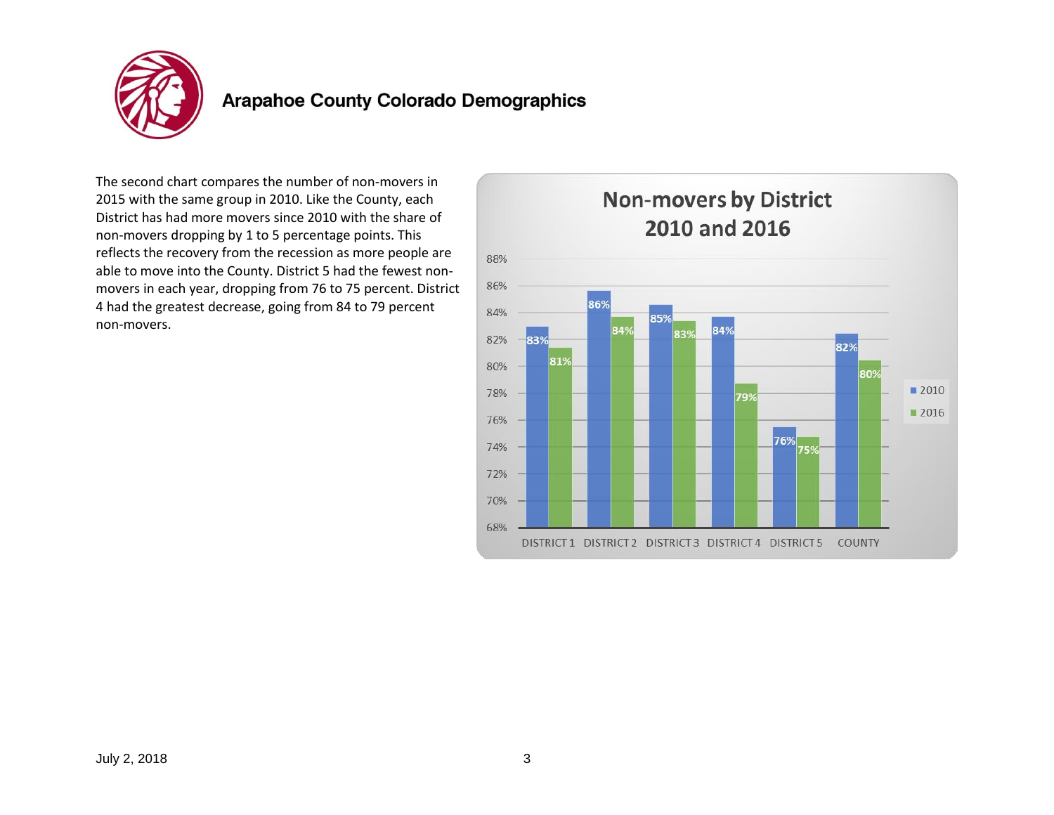# Arapahoe County Colorado Demographics

The second chart compares the number of non-movers in 2015 with the same group in 2010. Like the County, each District has had more movers since 2010 with the share of non-movers dropping by 1 to 5 percentage points. This reflects the recovery from the recession as more people are able to move into the County. District 5 had the fewest non-movers in each year, dropping from 76 to 75 percent. District 4 had the greatest decrease, going from 84 to 79 percent non-movers.

Non-movers by District
2010 and 2016

88%
86%
84%
82%
80%
78%
76%
74%
72%
70%
68%

DISTRICT 1: 83%, 81%
DISTRICT 2: 86%, 84%
DISTRICT 3: 85%, 83%
DISTRICT 4: 84%, 79%
DISTRICT 5: 76%, 75%
COUNTY: 82%, 80%

2010
2016

July 2, 2018